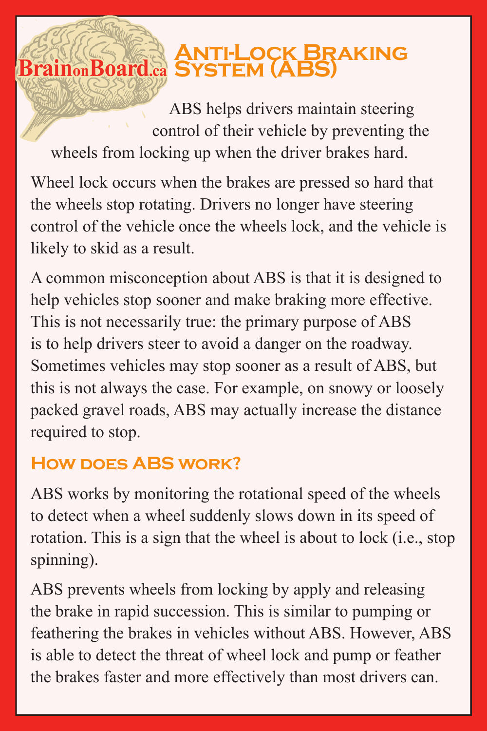BrainonBoard.ca

# Anti-Lock Braking System (ABS)

ABS helps drivers maintain steering control of their vehicle by preventing the wheels from locking up when the driver brakes hard.

Wheel lock occurs when the brakes are pressed so hard that the wheels stop rotating. Drivers no longer have steering control of the vehicle once the wheels lock, and the vehicle is likely to skid as a result.

A common misconception about ABS is that it is designed to help vehicles stop sooner and make braking more effective. This is not necessarily true: the primary purpose of ABS is to help drivers steer to avoid a danger on the roadway. Sometimes vehicles may stop sooner as a result of ABS, but this is not always the case. For example, on snowy or loosely packed gravel roads, ABS may actually increase the distance required to stop.

## How does ABS work?

ABS works by monitoring the rotational speed of the wheels to detect when a wheel suddenly slows down in its speed of rotation. This is a sign that the wheel is about to lock (i.e., stop spinning).

ABS prevents wheels from locking by apply and releasing the brake in rapid succession. This is similar to pumping or feathering the brakes in vehicles without ABS. However, ABS is able to detect the threat of wheel lock and pump or feather the brakes faster and more effectively than most drivers can.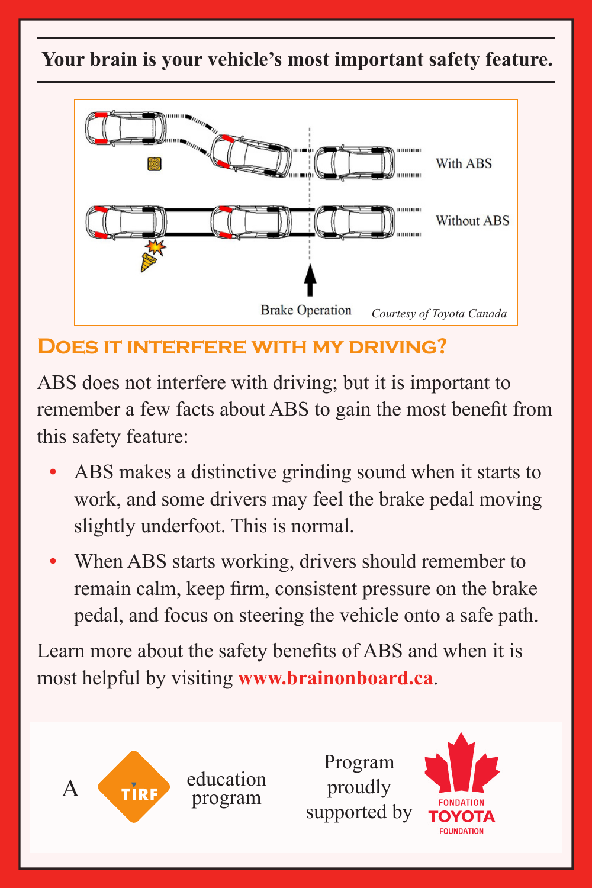**Your brain is your vehicle's most important safety feature.**

With ABS

Without ABS

Brake Operation

*Courtesy of Toyota Canada*

## Does it interfere with my driving?

ABS does not interfere with driving; but it is important to remember a few facts about ABS to gain the most benefit from this safety feature:

- ABS makes a distinctive grinding sound when it starts to work, and some drivers may feel the brake pedal moving slightly underfoot. This is normal.
- When ABS starts working, drivers should remember to remain calm, keep firm, consistent pressure on the brake pedal, and focus on steering the vehicle onto a safe path.

Learn more about the safety benefits of ABS and when it is most helpful by visiting **www.brainonboard.ca**.

A TIRF education program

Program proudly supported by FONDATION TOYOTA FOUNDATION